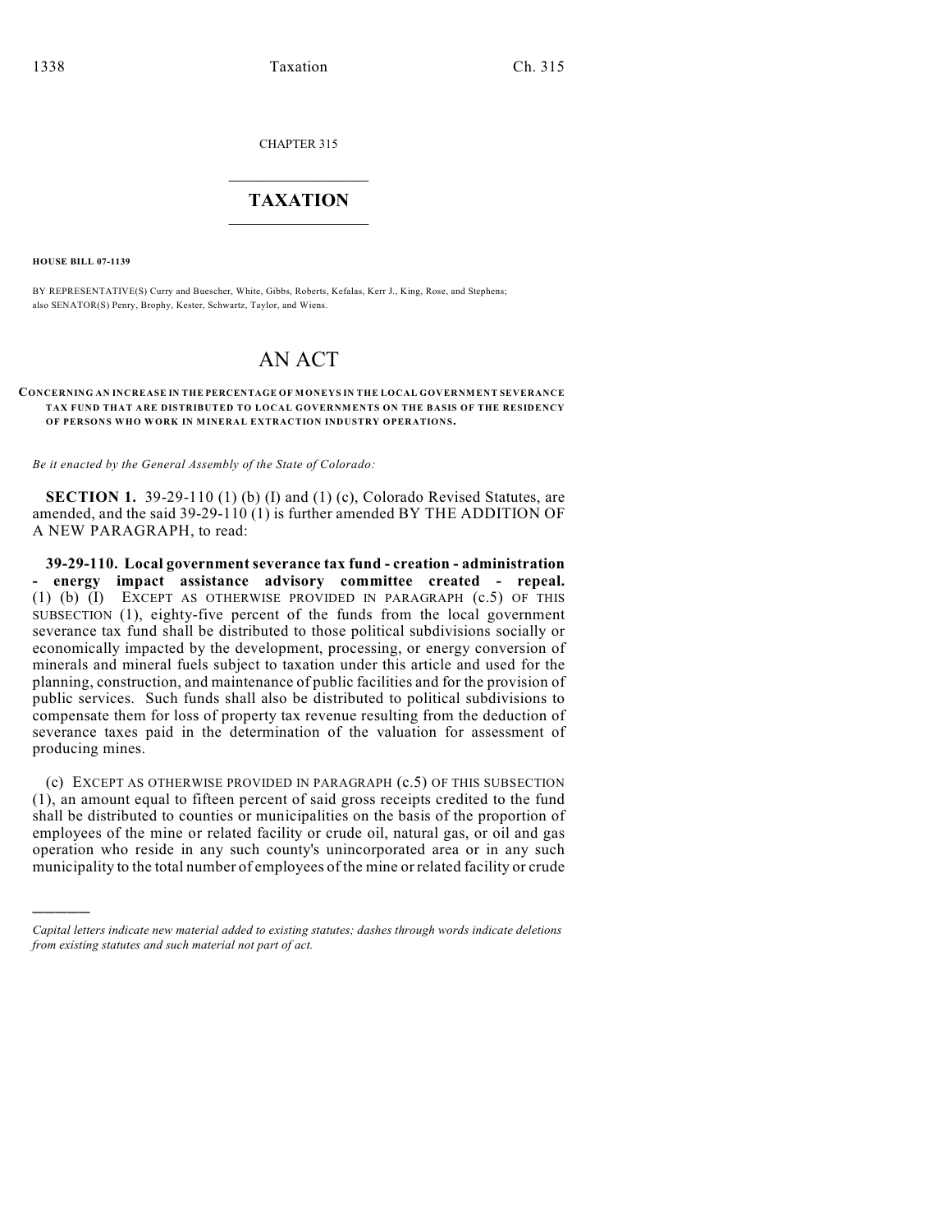CHAPTER 315

# TAXATION

**HOUSE BILL 07-1139**

BY REPRESENTATIVE(S) Curry and Buescher, White, Gibbs, Roberts, Kefalas, Kerr J., King, Rose, and Stephens; also SENATOR(S) Penry, Brophy, Kester, Schwartz, Taylor, and Wiens.

# AN ACT

**CONCERNING AN INCREASE IN THE PERCENTAGE OF MONEYS IN THE LOCAL GOVERNMENT SEVERANCE TAX FUND THAT ARE DISTRIBUTED TO LOCAL GOVERNMENTS ON THE BASIS OF THE RESIDENCY OF PERSONS WHO WORK IN MINERAL EXTRACTION INDUSTRY OPERATIONS.**

*Be it enacted by the General Assembly of the State of Colorado:*

**SECTION 1.** 39-29-110 (1) (b) (I) and (1) (c), Colorado Revised Statutes, are amended, and the said 39-29-110 (1) is further amended BY THE ADDITION OF A NEW PARAGRAPH, to read:

**39-29-110. Local government severance tax fund - creation - administration - energy impact assistance advisory committee created - repeal.** (1) (b) (I) EXCEPT AS OTHERWISE PROVIDED IN PARAGRAPH (c.5) OF THIS SUBSECTION (1), eighty-five percent of the funds from the local government severance tax fund shall be distributed to those political subdivisions socially or economically impacted by the development, processing, or energy conversion of minerals and mineral fuels subject to taxation under this article and used for the planning, construction, and maintenance of public facilities and for the provision of public services. Such funds shall also be distributed to political subdivisions to compensate them for loss of property tax revenue resulting from the deduction of severance taxes paid in the determination of the valuation for assessment of producing mines.

(c) EXCEPT AS OTHERWISE PROVIDED IN PARAGRAPH (c.5) OF THIS SUBSECTION (1), an amount equal to fifteen percent of said gross receipts credited to the fund shall be distributed to counties or municipalities on the basis of the proportion of employees of the mine or related facility or crude oil, natural gas, or oil and gas operation who reside in any such county's unincorporated area or in any such municipality to the total number of employees of the mine or related facility or crude

---

*Capital letters indicate new material added to existing statutes; dashes through words indicate deletions from existing statutes and such material not part of act.*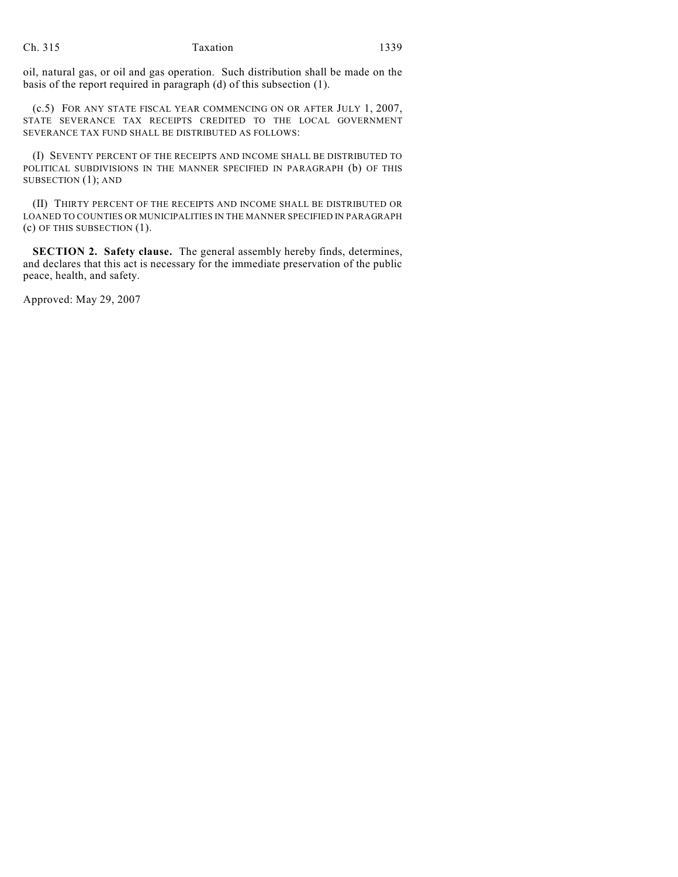oil, natural gas, or oil and gas operation. Such distribution shall be made on the basis of the report required in paragraph (d) of this subsection (1).

(c.5) FOR ANY STATE FISCAL YEAR COMMENCING ON OR AFTER JULY 1, 2007, STATE SEVERANCE TAX RECEIPTS CREDITED TO THE LOCAL GOVERNMENT SEVERANCE TAX FUND SHALL BE DISTRIBUTED AS FOLLOWS:

(I) SEVENTY PERCENT OF THE RECEIPTS AND INCOME SHALL BE DISTRIBUTED TO POLITICAL SUBDIVISIONS IN THE MANNER SPECIFIED IN PARAGRAPH (b) OF THIS SUBSECTION (1); AND

(II) THIRTY PERCENT OF THE RECEIPTS AND INCOME SHALL BE DISTRIBUTED OR LOANED TO COUNTIES OR MUNICIPALITIES IN THE MANNER SPECIFIED IN PARAGRAPH (c) OF THIS SUBSECTION (1).

**SECTION 2. Safety clause.** The general assembly hereby finds, determines, and declares that this act is necessary for the immediate preservation of the public peace, health, and safety.

Approved: May 29, 2007